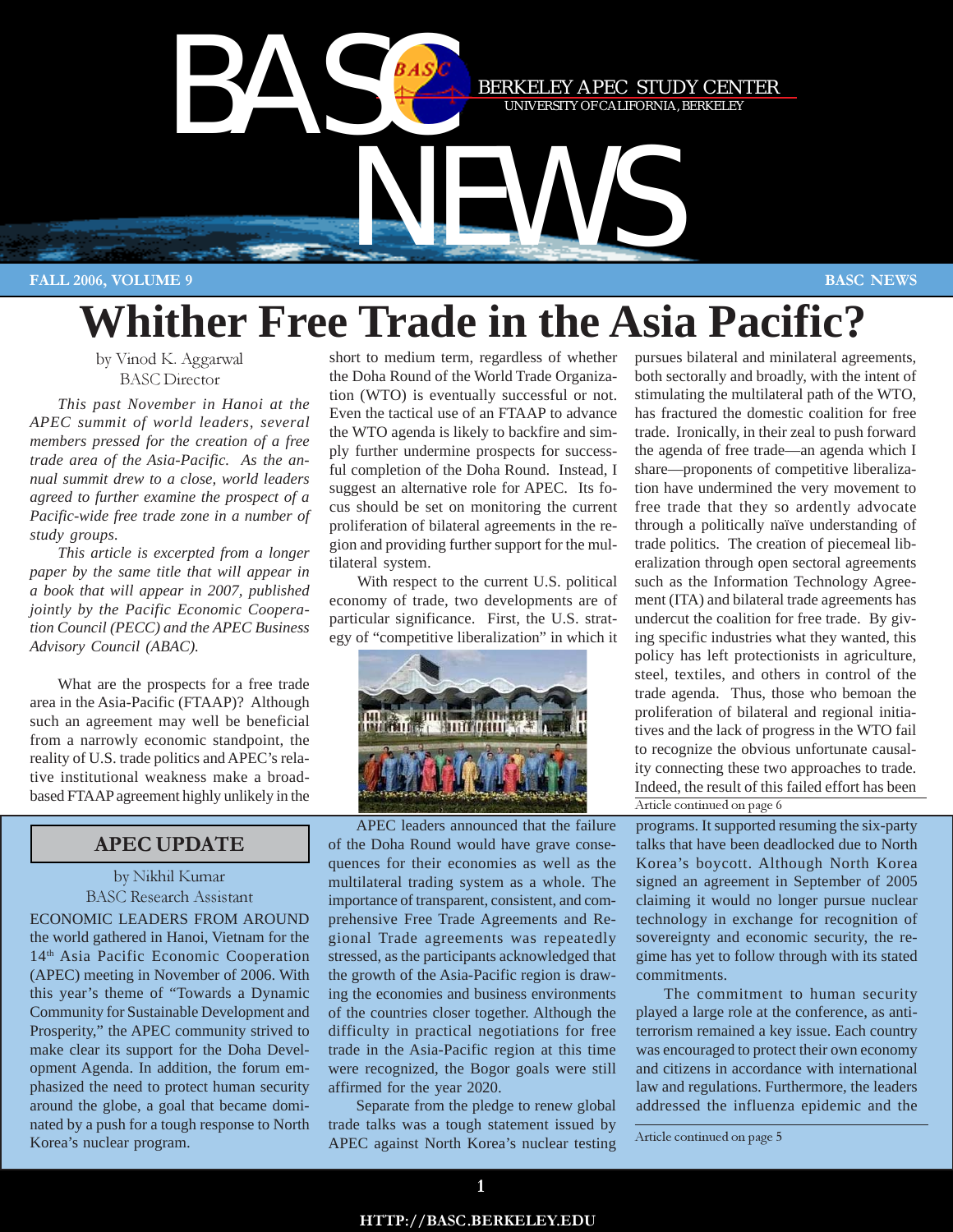# BASC NEWS

BERKELEY APEC STUDY CENTER
UNIVERSITY OF CALIFORNIA, BERKELEY

FALL 2006, VOLUME 9

# Whither Free Trade in the Asia Pacific?

by Vinod K. Aggarwal
BASC Director

*This past November in Hanoi at the APEC summit of world leaders, several members pressed for the creation of a free trade area of the Asia-Pacific. As the annual summit drew to a close, world leaders agreed to further examine the prospect of a Pacific-wide free trade zone in a number of study groups.*

*This article is excerpted from a longer paper by the same title that will appear in a book that will appear in 2007, published jointly by the Pacific Economic Cooperation Council (PECC) and the APEC Business Advisory Council (ABAC).*

What are the prospects for a free trade area in the Asia-Pacific (FTAAP)? Although such an agreement may well be beneficial from a narrowly economic standpoint, the reality of U.S. trade politics and APEC's relative institutional weakness make a broad-based FTAAP agreement highly unlikely in the short to medium term, regardless of whether the Doha Round of the World Trade Organization (WTO) is eventually successful or not. Even the tactical use of an FTAAP to advance the WTO agenda is likely to backfire and simply further undermine prospects for successful completion of the Doha Round. Instead, I suggest an alternative role for APEC. Its focus should be set on monitoring the current proliferation of bilateral agreements in the region and providing further support for the multilateral system.

With respect to the current U.S. political economy of trade, two developments are of particular significance. First, the U.S. strategy of "competitive liberalization" in which it pursues bilateral and minilateral agreements, both sectorally and broadly, with the intent of stimulating the multilateral path of the WTO, has fractured the domestic coalition for free trade. Ironically, in their zeal to push forward the agenda of free trade—an agenda which I share—proponents of competitive liberalization have undermined the very movement to free trade that they so ardently advocate through a politically naïve understanding of trade politics. The creation of piecemeal liberalization through open sectoral agreements such as the Information Technology Agreement (ITA) and bilateral trade agreements has undercut the coalition for free trade. By giving specific industries what they wanted, this policy has left protectionists in agriculture, steel, textiles, and others in control of the trade agenda. Thus, those who bemoan the proliferation of bilateral and regional initiatives and the lack of progress in the WTO fail to recognize the obvious unfortunate causality connecting these two approaches to trade. Indeed, the result of this failed effort has been

Article continued on page 6

## APEC UPDATE

by Nikhil Kumar
BASC Research Assistant

ECONOMIC LEADERS FROM AROUND the world gathered in Hanoi, Vietnam for the 14th Asia Pacific Economic Cooperation (APEC) meeting in November of 2006. With this year's theme of "Towards a Dynamic Community for Sustainable Development and Prosperity," the APEC community strived to make clear its support for the Doha Development Agenda. In addition, the forum emphasized the need to protect human security around the globe, a goal that became dominated by a push for a tough response to North Korea's nuclear program.

APEC leaders announced that the failure of the Doha Round would have grave consequences for their economies as well as the multilateral trading system as a whole. The importance of transparent, consistent, and comprehensive Free Trade Agreements and Regional Trade agreements was repeatedly stressed, as the participants acknowledged that the growth of the Asia-Pacific region is drawing the economies and business environments of the countries closer together. Although the difficulty in practical negotiations for free trade in the Asia-Pacific region at this time were recognized, the Bogor goals were still affirmed for the year 2020.

Separate from the pledge to renew global trade talks was a tough statement issued by APEC against North Korea's nuclear testing programs. It supported resuming the six-party talks that have been deadlocked due to North Korea's boycott. Although North Korea signed an agreement in September of 2005 claiming it would no longer pursue nuclear technology in exchange for recognition of sovereignty and economic security, the regime has yet to follow through with its stated commitments.

The commitment to human security played a large role at the conference, as anti-terrorism remained a key issue. Each country was encouraged to protect their own economy and citizens in accordance with international law and regulations. Furthermore, the leaders addressed the influenza epidemic and the

Article continued on page 5

HTTP://BASC.BERKELEY.EDU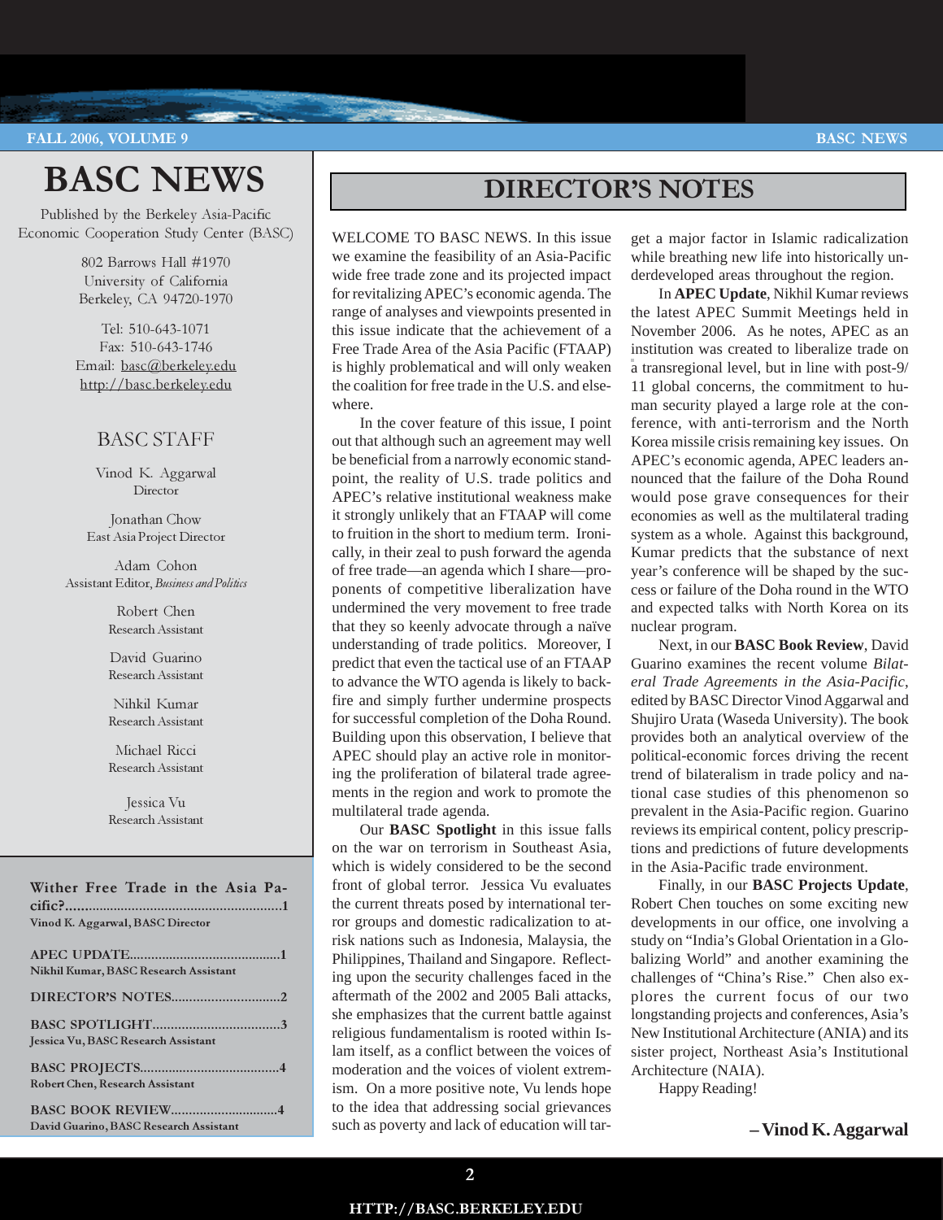# BASC NEWS

Published by the Berkeley Asia-Pacific Economic Cooperation Study Center (BASC)

802 Barrows Hall #1970
University of California
Berkeley, CA 94720-1970

Tel: 510-643-1071
Fax: 510-643-1746
Email: basc@berkeley.edu
http://basc.berkeley.edu

## BASC STAFF

Vinod K. Aggarwal
Director

Jonathan Chow
East Asia Project Director

Adam Cohon
Assistant Editor, *Business and Politics*

Robert Chen
Research Assistant

David Guarino
Research Assistant

Nihkil Kumar
Research Assistant

Michael Ricci
Research Assistant

Jessica Vu
Research Assistant

**Wither Free Trade in the Asia Pacific?..........................................................1**
**Vinod K. Aggarwal, BASC Director**

**APEC UPDATE..........................................1**
**Nikhil Kumar, BASC Research Assistant**

**DIRECTOR'S NOTES.............................2**

**BASC SPOTLIGHT..................................3**
**Jessica Vu, BASC Research Assistant**

**BASC PROJECTS......................................4**
**Robert Chen, Research Assistant**

**BASC BOOK REVIEW.............................4**
**David Guarino, BASC Research Assistant**

## DIRECTOR'S NOTES

WELCOME TO BASC NEWS. In this issue we examine the feasibility of an Asia-Pacific wide free trade zone and its projected impact for revitalizing APEC's economic agenda. The range of analyses and viewpoints presented in this issue indicate that the achievement of a Free Trade Area of the Asia Pacific (FTAAP) is highly problematical and will only weaken the coalition for free trade in the U.S. and elsewhere.

In the cover feature of this issue, I point out that although such an agreement may well be beneficial from a narrowly economic standpoint, the reality of U.S. trade politics and APEC's relative institutional weakness make it strongly unlikely that an FTAAP will come to fruition in the short to medium term. Ironically, in their zeal to push forward the agenda of free trade—an agenda which I share—proponents of competitive liberalization have undermined the very movement to free trade that they so keenly advocate through a naïve understanding of trade politics. Moreover, I predict that even the tactical use of an FTAAP to advance the WTO agenda is likely to backfire and simply further undermine prospects for successful completion of the Doha Round. Building upon this observation, I believe that APEC should play an active role in monitoring the proliferation of bilateral trade agreements in the region and work to promote the multilateral trade agenda.

Our **BASC Spotlight** in this issue falls on the war on terrorism in Southeast Asia, which is widely considered to be the second front of global terror. Jessica Vu evaluates the current threats posed by international terror groups and domestic radicalization to at-risk nations such as Indonesia, Malaysia, the Philippines, Thailand and Singapore. Reflecting upon the security challenges faced in the aftermath of the 2002 and 2005 Bali attacks, she emphasizes that the current battle against religious fundamentalism is rooted within Islam itself, as a conflict between the voices of moderation and the voices of violent extremism. On a more positive note, Vu lends hope to the idea that addressing social grievances such as poverty and lack of education will target a major factor in Islamic radicalization while breathing new life into historically underdeveloped areas throughout the region.

In **APEC Update**, Nikhil Kumar reviews the latest APEC Summit Meetings held in November 2006. As he notes, APEC as an institution was created to liberalize trade on a transregional level, but in line with post-9/11 global concerns, the commitment to human security played a large role at the conference, with anti-terrorism and the North Korea missile crisis remaining key issues. On APEC's economic agenda, APEC leaders announced that the failure of the Doha Round would pose grave consequences for their economies as well as the multilateral trading system as a whole. Against this background, Kumar predicts that the substance of next year's conference will be shaped by the success or failure of the Doha round in the WTO and expected talks with North Korea on its nuclear program.

Next, in our **BASC Book Review**, David Guarino examines the recent volume *Bilateral Trade Agreements in the Asia-Pacific*, edited by BASC Director Vinod Aggarwal and Shujiro Urata (Waseda University). The book provides both an analytical overview of the political-economic forces driving the recent trend of bilateralism in trade policy and national case studies of this phenomenon so prevalent in the Asia-Pacific region. Guarino reviews its empirical content, policy prescriptions and predictions of future developments in the Asia-Pacific trade environment.

Finally, in our **BASC Projects Update**, Robert Chen touches on some exciting new developments in our office, one involving a study on "India's Global Orientation in a Globalizing World" and another examining the challenges of "China's Rise." Chen also explores the current focus of our two longstanding projects and conferences, Asia's New Institutional Architecture (ANIA) and its sister project, Northeast Asia's Institutional Architecture (NAIA).

Happy Reading!

**– Vinod K. Aggarwal**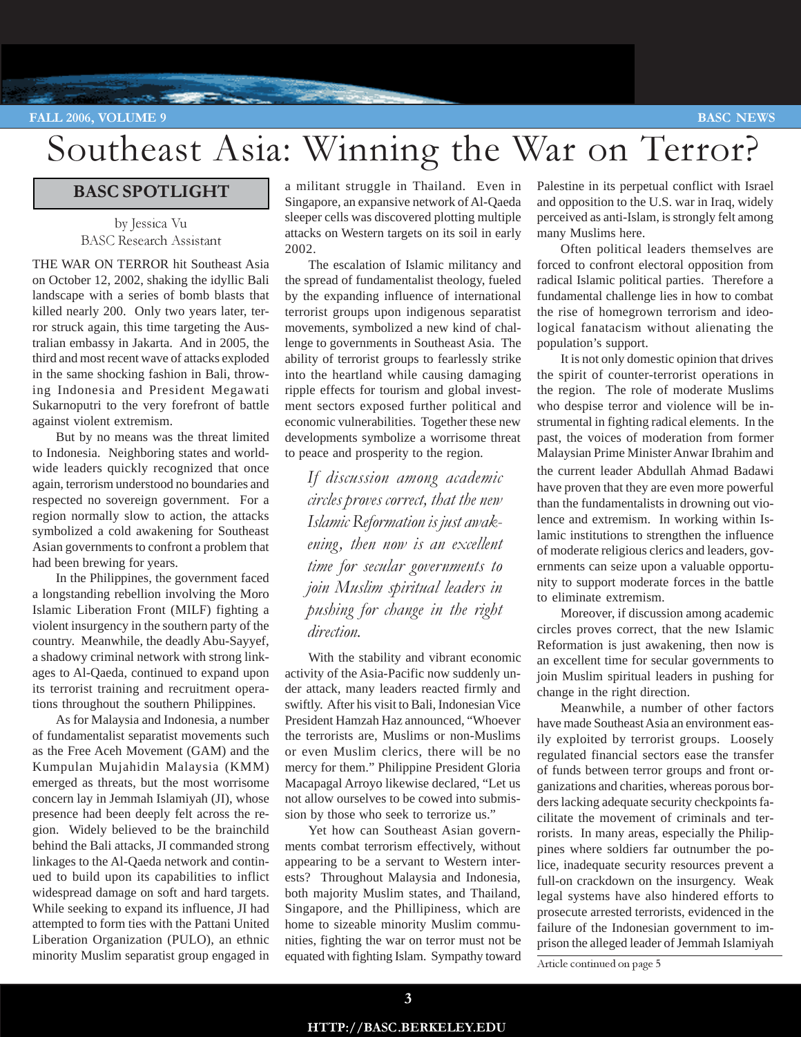# Southeast Asia: Winning the War on Terror?

## BASC SPOTLIGHT

by Jessica Vu
BASC Research Assistant

THE WAR ON TERROR hit Southeast Asia on October 12, 2002, shaking the idyllic Bali landscape with a series of bomb blasts that killed nearly 200. Only two years later, terror struck again, this time targeting the Australian embassy in Jakarta. And in 2005, the third and most recent wave of attacks exploded in the same shocking fashion in Bali, throwing Indonesia and President Megawati Sukarnoputri to the very forefront of battle against violent extremism.

But by no means was the threat limited to Indonesia. Neighboring states and worldwide leaders quickly recognized that once again, terrorism understood no boundaries and respected no sovereign government. For a region normally slow to action, the attacks symbolized a cold awakening for Southeast Asian governments to confront a problem that had been brewing for years.

In the Philippines, the government faced a longstanding rebellion involving the Moro Islamic Liberation Front (MILF) fighting a violent insurgency in the southern party of the country. Meanwhile, the deadly Abu-Sayyef, a shadowy criminal network with strong linkages to Al-Qaeda, continued to expand upon its terrorist training and recruitment operations throughout the southern Philippines.

As for Malaysia and Indonesia, a number of fundamentalist separatist movements such as the Free Aceh Movement (GAM) and the Kumpulan Mujahidin Malaysia (KMM) emerged as threats, but the most worrisome concern lay in Jemmah Islamiyah (JI), whose presence had been deeply felt across the region. Widely believed to be the brainchild behind the Bali attacks, JI commanded strong linkages to the Al-Qaeda network and continued to build upon its capabilities to inflict widespread damage on soft and hard targets. While seeking to expand its influence, JI had attempted to form ties with the Pattani United Liberation Organization (PULO), an ethnic minority Muslim separatist group engaged in a militant struggle in Thailand. Even in Singapore, an expansive network of Al-Qaeda sleeper cells was discovered plotting multiple attacks on Western targets on its soil in early 2002.

The escalation of Islamic militancy and the spread of fundamentalist theology, fueled by the expanding influence of international terrorist groups upon indigenous separatist movements, symbolized a new kind of challenge to governments in Southeast Asia. The ability of terrorist groups to fearlessly strike into the heartland while causing damaging ripple effects for tourism and global investment sectors exposed further political and economic vulnerabilities. Together these new developments symbolize a worrisome threat to peace and prosperity to the region.

*If discussion among academic circles proves correct, that the new Islamic Reformation is just awakening, then now is an excellent time for secular governments to join Muslim spiritual leaders in pushing for change in the right direction.*

With the stability and vibrant economic activity of the Asia-Pacific now suddenly under attack, many leaders reacted firmly and swiftly. After his visit to Bali, Indonesian Vice President Hamzah Haz announced, "Whoever the terrorists are, Muslims or non-Muslims or even Muslim clerics, there will be no mercy for them." Philippine President Gloria Macapagal Arroyo likewise declared, "Let us not allow ourselves to be cowed into submission by those who seek to terrorize us."

Yet how can Southeast Asian governments combat terrorism effectively, without appearing to be a servant to Western interests? Throughout Malaysia and Indonesia, both majority Muslim states, and Thailand, Singapore, and the Phillipiness, which are home to sizeable minority Muslim communities, fighting the war on terror must not be equated with fighting Islam. Sympathy toward Palestine in its perpetual conflict with Israel and opposition to the U.S. war in Iraq, widely perceived as anti-Islam, is strongly felt among many Muslims here.

Often political leaders themselves are forced to confront electoral opposition from radical Islamic political parties. Therefore a fundamental challenge lies in how to combat the rise of homegrown terrorism and ideological fanatacism without alienating the population's support.

It is not only domestic opinion that drives the spirit of counter-terrorist operations in the region. The role of moderate Muslims who despise terror and violence will be instrumental in fighting radical elements. In the past, the voices of moderation from former Malaysian Prime Minister Anwar Ibrahim and the current leader Abdullah Ahmad Badawi have proven that they are even more powerful than the fundamentalists in drowning out violence and extremism. In working within Islamic institutions to strengthen the influence of moderate religious clerics and leaders, governments can seize upon a valuable opportunity to support moderate forces in the battle to eliminate extremism.

Moreover, if discussion among academic circles proves correct, that the new Islamic Reformation is just awakening, then now is an excellent time for secular governments to join Muslim spiritual leaders in pushing for change in the right direction.

Meanwhile, a number of other factors have made Southeast Asia an environment easily exploited by terrorist groups. Loosely regulated financial sectors ease the transfer of funds between terror groups and front organizations and charities, whereas porous borders lacking adequate security checkpoints facilitate the movement of criminals and terrorists. In many areas, especially the Philippines where soldiers far outnumber the police, inadequate security resources prevent a full-on crackdown on the insurgency. Weak legal systems have also hindered efforts to prosecute arrested terrorists, evidenced in the failure of the Indonesian government to imprison the alleged leader of Jemmah Islamiyah

Article continued on page 5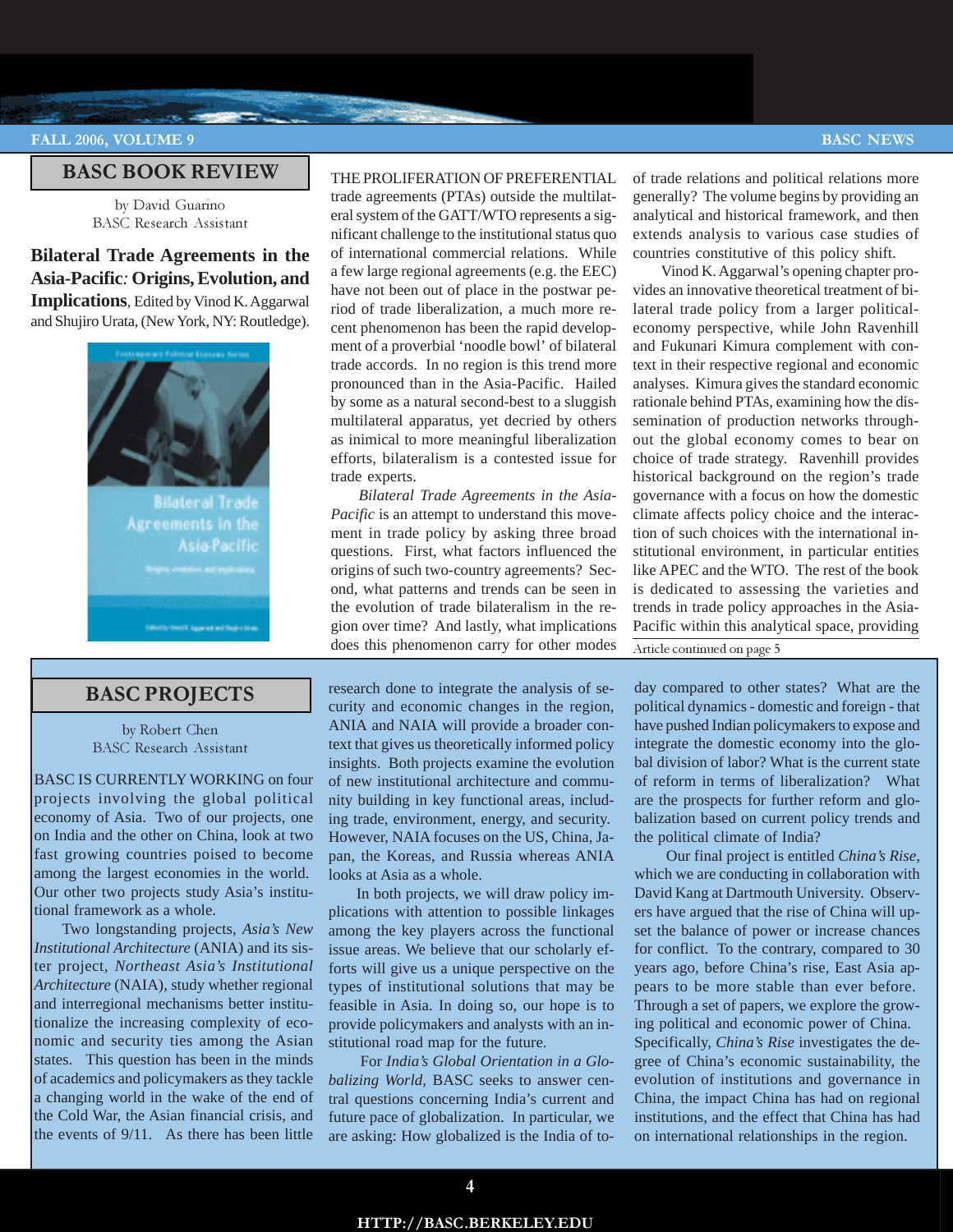## BASC BOOK REVIEW

by David Guarino
BASC Research Assistant

**Bilateral Trade Agreements in the Asia-Pacific: Origins, Evolution, and Implications**, Edited by Vinod K. Aggarwal and Shujiro Urata, (New York, NY: Routledge).

THE PROLIFERATION OF PREFERENTIAL trade agreements (PTAs) outside the multilateral system of the GATT/WTO represents a significant challenge to the institutional status quo of international commercial relations. While a few large regional agreements (e.g. the EEC) have not been out of place in the postwar period of trade liberalization, a much more recent phenomenon has been the rapid development of a proverbial 'noodle bowl' of bilateral trade accords. In no region is this trend more pronounced than in the Asia-Pacific. Hailed by some as a natural second-best to a sluggish multilateral apparatus, yet decried by others as inimical to more meaningful liberalization efforts, bilateralism is a contested issue for trade experts.

*Bilateral Trade Agreements in the Asia-Pacific* is an attempt to understand this movement in trade policy by asking three broad questions. First, what factors influenced the origins of such two-country agreements? Second, what patterns and trends can be seen in the evolution of trade bilateralism in the region over time? And lastly, what implications does this phenomenon carry for other modes of trade relations and political relations more generally? The volume begins by providing an analytical and historical framework, and then extends analysis to various case studies of countries constitutive of this policy shift.

Vinod K. Aggarwal's opening chapter provides an innovative theoretical treatment of bilateral trade policy from a larger political-economy perspective, while John Ravenhill and Fukunari Kimura complement with context in their respective regional and economic analyses. Kimura gives the standard economic rationale behind PTAs, examining how the dissemination of production networks throughout the global economy comes to bear on choice of trade strategy. Ravenhill provides historical background on the region's trade governance with a focus on how the domestic climate affects policy choice and the interaction of such choices with the international institutional environment, in particular entities like APEC and the WTO. The rest of the book is dedicated to assessing the varieties and trends in trade policy approaches in the Asia-Pacific within this analytical space, providing

Article continued on page 5

## BASC PROJECTS

by Robert Chen
BASC Research Assistant

BASC IS CURRENTLY WORKING on four projects involving the global political economy of Asia. Two of our projects, one on India and the other on China, look at two fast growing countries poised to become among the largest economies in the world. Our other two projects study Asia's institutional framework as a whole.

Two longstanding projects, *Asia's New Institutional Architecture* (ANIA) and its sister project, *Northeast Asia's Institutional Architecture* (NAIA), study whether regional and interregional mechanisms better institutionalize the increasing complexity of economic and security ties among the Asian states. This question has been in the minds of academics and policymakers as they tackle a changing world in the wake of the end of the Cold War, the Asian financial crisis, and the events of 9/11. As there has been little research done to integrate the analysis of security and economic changes in the region, ANIA and NAIA will provide a broader context that gives us theoretically informed policy insights. Both projects examine the evolution of new institutional architecture and community building in key functional areas, including trade, environment, energy, and security. However, NAIA focuses on the US, China, Japan, the Koreas, and Russia whereas ANIA looks at Asia as a whole.

In both projects, we will draw policy implications with attention to possible linkages among the key players across the functional issue areas. We believe that our scholarly efforts will give us a unique perspective on the types of institutional solutions that may be feasible in Asia. In doing so, our hope is to provide policymakers and analysts with an institutional road map for the future.

For *India's Global Orientation in a Globalizing World*, BASC seeks to answer central questions concerning India's current and future pace of globalization. In particular, we are asking: How globalized is the India of today compared to other states? What are the political dynamics - domestic and foreign - that have pushed Indian policymakers to expose and integrate the domestic economy into the global division of labor? What is the current state of reform in terms of liberalization? What are the prospects for further reform and globalization based on current policy trends and the political climate of India?

Our final project is entitled *China's Rise*, which we are conducting in collaboration with David Kang at Dartmouth University. Observers have argued that the rise of China will upset the balance of power or increase chances for conflict. To the contrary, compared to 30 years ago, before China's rise, East Asia appears to be more stable than ever before. Through a set of papers, we explore the growing political and economic power of China. Specifically, *China's Rise* investigates the degree of China's economic sustainability, the evolution of institutions and governance in China, the impact China has had on regional institutions, and the effect that China has had on international relationships in the region.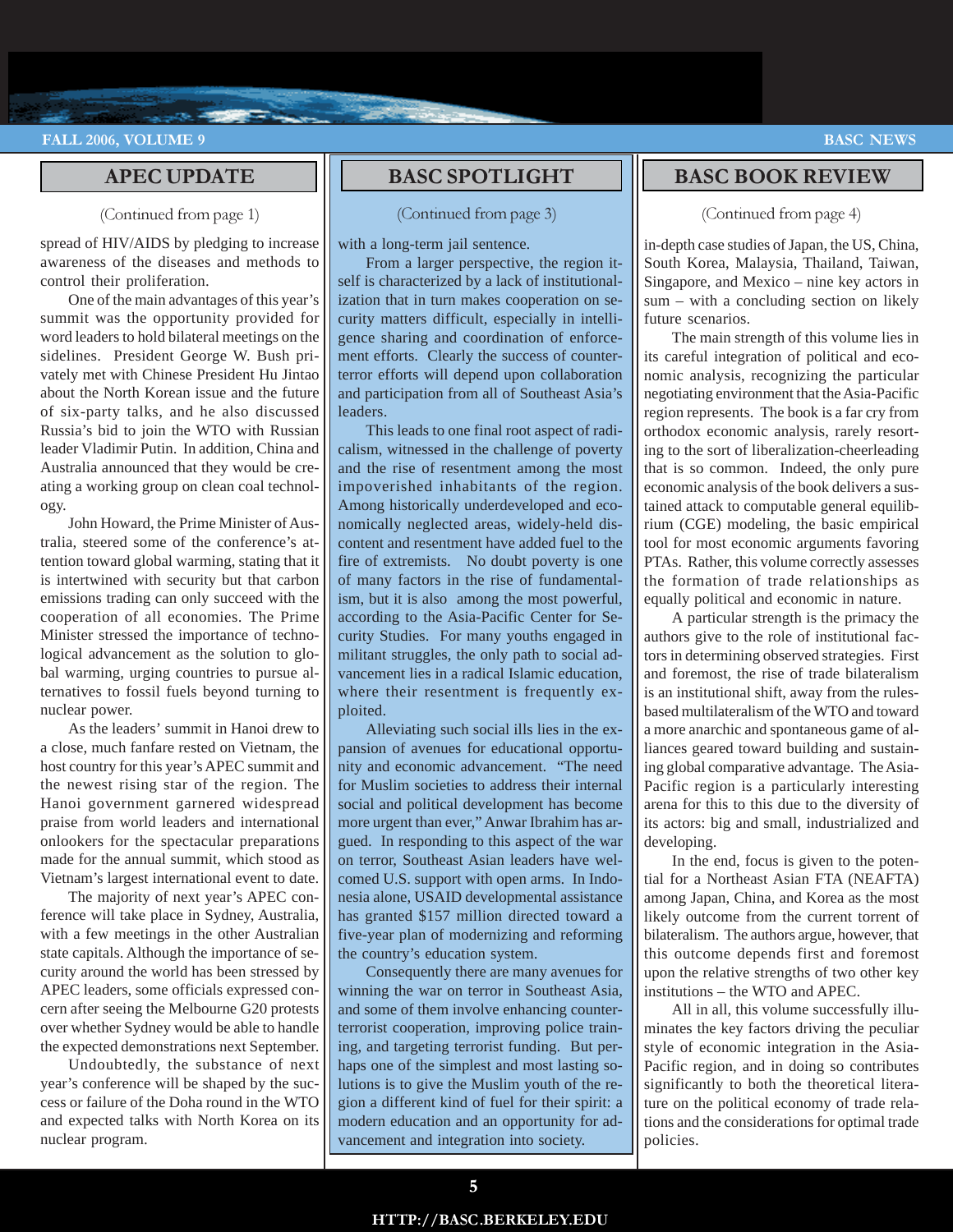## APEC UPDATE

(Continued from page 1)

spread of HIV/AIDS by pledging to increase awareness of the diseases and methods to control their proliferation.

One of the main advantages of this year's summit was the opportunity provided for word leaders to hold bilateral meetings on the sidelines. President George W. Bush privately met with Chinese President Hu Jintao about the North Korean issue and the future of six-party talks, and he also discussed Russia's bid to join the WTO with Russian leader Vladimir Putin. In addition, China and Australia announced that they would be creating a working group on clean coal technology.

John Howard, the Prime Minister of Australia, steered some of the conference's attention toward global warming, stating that it is intertwined with security but that carbon emissions trading can only succeed with the cooperation of all economies. The Prime Minister stressed the importance of technological advancement as the solution to global warming, urging countries to pursue alternatives to fossil fuels beyond turning to nuclear power.

As the leaders' summit in Hanoi drew to a close, much fanfare rested on Vietnam, the host country for this year's APEC summit and the newest rising star of the region. The Hanoi government garnered widespread praise from world leaders and international onlookers for the spectacular preparations made for the annual summit, which stood as Vietnam's largest international event to date.

The majority of next year's APEC conference will take place in Sydney, Australia, with a few meetings in the other Australian state capitals. Although the importance of security around the world has been stressed by APEC leaders, some officials expressed concern after seeing the Melbourne G20 protests over whether Sydney would be able to handle the expected demonstrations next September.

Undoubtedly, the substance of next year's conference will be shaped by the success or failure of the Doha round in the WTO and expected talks with North Korea on its nuclear program.

## BASC SPOTLIGHT

(Continued from page 3)

with a long-term jail sentence.

From a larger perspective, the region itself is characterized by a lack of institutionalization that in turn makes cooperation on security matters difficult, especially in intelligence sharing and coordination of enforcement efforts. Clearly the success of counter-terror efforts will depend upon collaboration and participation from all of Southeast Asia's leaders.

This leads to one final root aspect of radicalism, witnessed in the challenge of poverty and the rise of resentment among the most impoverished inhabitants of the region. Among historically underdeveloped and economically neglected areas, widely-held discontent and resentment have added fuel to the fire of extremists. No doubt poverty is one of many factors in the rise of fundamentalism, but it is also among the most powerful, according to the Asia-Pacific Center for Security Studies. For many youths engaged in militant struggles, the only path to social advancement lies in a radical Islamic education, where their resentment is frequently exploited.

Alleviating such social ills lies in the expansion of avenues for educational opportunity and economic advancement. "The need for Muslim societies to address their internal social and political development has become more urgent than ever," Anwar Ibrahim has argued. In responding to this aspect of the war on terror, Southeast Asian leaders have welcomed U.S. support with open arms. In Indonesia alone, USAID developmental assistance has granted $157 million directed toward a five-year plan of modernizing and reforming the country's education system.

Consequently there are many avenues for winning the war on terror in Southeast Asia, and some of them involve enhancing counter-terrorist cooperation, improving police training, and targeting terrorist funding. But perhaps one of the simplest and most lasting solutions is to give the Muslim youth of the region a different kind of fuel for their spirit: a modern education and an opportunity for advancement and integration into society.

## BASC BOOK REVIEW

(Continued from page 4)

in-depth case studies of Japan, the US, China, South Korea, Malaysia, Thailand, Taiwan, Singapore, and Mexico – nine key actors in sum – with a concluding section on likely future scenarios.

The main strength of this volume lies in its careful integration of political and economic analysis, recognizing the particular negotiating environment that the Asia-Pacific region represents. The book is a far cry from orthodox economic analysis, rarely resorting to the sort of liberalization-cheerleading that is so common. Indeed, the only pure economic analysis of the book delivers a sustained attack to computable general equilibrium (CGE) modeling, the basic empirical tool for most economic arguments favoring PTAs. Rather, this volume correctly assesses the formation of trade relationships as equally political and economic in nature.

A particular strength is the primacy the authors give to the role of institutional factors in determining observed strategies. First and foremost, the rise of trade bilateralism is an institutional shift, away from the rules-based multilateralism of the WTO and toward a more anarchic and spontaneous game of alliances geared toward building and sustaining global comparative advantage. The Asia-Pacific region is a particularly interesting arena for this to this due to the diversity of its actors: big and small, industrialized and developing.

In the end, focus is given to the potential for a Northeast Asian FTA (NEAFTA) among Japan, China, and Korea as the most likely outcome from the current torrent of bilateralism. The authors argue, however, that this outcome depends first and foremost upon the relative strengths of two other key institutions – the WTO and APEC.

All in all, this volume successfully illuminates the key factors driving the peculiar style of economic integration in the Asia-Pacific region, and in doing so contributes significantly to both the theoretical literature on the political economy of trade relations and the considerations for optimal trade policies.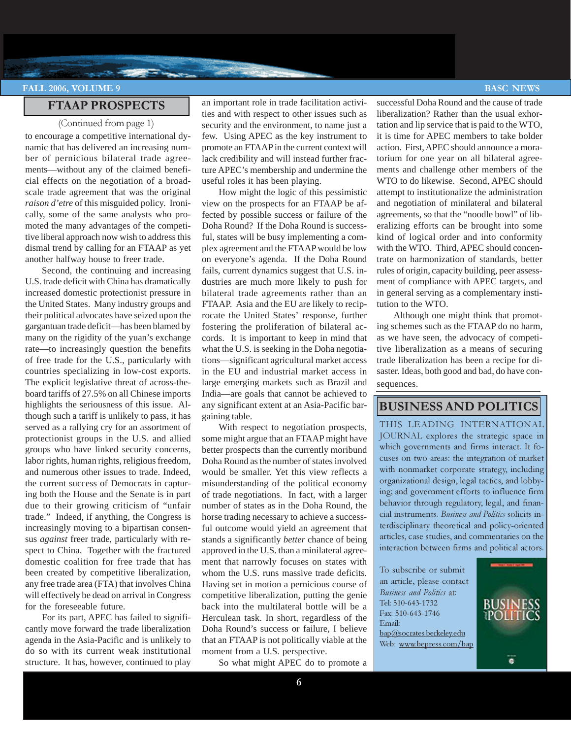## FTAAP PROSPECTS

(Continued from page 1)

to encourage a competitive international dynamic that has delivered an increasing number of pernicious bilateral trade agreements—without any of the claimed beneficial effects on the negotiation of a broad-scale trade agreement that was the original *raison d'etre* of this misguided policy. Ironically, some of the same analysts who promoted the many advantages of the competitive liberal approach now wish to address this dismal trend by calling for an FTAAP as yet another halfway house to freer trade.

Second, the continuing and increasing U.S. trade deficit with China has dramatically increased domestic protectionist pressure in the United States. Many industry groups and their political advocates have seized upon the gargantuan trade deficit—has been blamed by many on the rigidity of the yuan's exchange rate—to increasingly question the benefits of free trade for the U.S., particularly with countries specializing in low-cost exports. The explicit legislative threat of across-the-board tariffs of 27.5% on all Chinese imports highlights the seriousness of this issue. Although such a tariff is unlikely to pass, it has served as a rallying cry for an assortment of protectionist groups in the U.S. and allied groups who have linked security concerns, labor rights, human rights, religious freedom, and numerous other issues to trade. Indeed, the current success of Democrats in capturing both the House and the Senate is in part due to their growing criticism of "unfair trade." Indeed, if anything, the Congress is increasingly moving to a bipartisan consensus *against* freer trade, particularly with respect to China. Together with the fractured domestic coalition for free trade that has been created by competitive liberalization, any free trade area (FTA) that involves China will effectively be dead on arrival in Congress for the foreseeable future.

For its part, APEC has failed to significantly move forward the trade liberalization agenda in the Asia-Pacific and is unlikely to do so with its current weak institutional structure. It has, however, continued to play an important role in trade facilitation activities and with respect to other issues such as security and the environment, to name just a few. Using APEC as the key instrument to promote an FTAAP in the current context will lack credibility and will instead further fracture APEC's membership and undermine the useful roles it has been playing.

How might the logic of this pessimistic view on the prospects for an FTAAP be affected by possible success or failure of the Doha Round? If the Doha Round is successful, states will be busy implementing a complex agreement and the FTAAP would be low on everyone's agenda. If the Doha Round fails, current dynamics suggest that U.S. industries are much more likely to push for bilateral trade agreements rather than an FTAAP. Asia and the EU are likely to reciprocate the United States' response, further fostering the proliferation of bilateral accords. It is important to keep in mind that what the U.S. is seeking in the Doha negotiations—significant agricultural market access in the EU and industrial market access in large emerging markets such as Brazil and India—are goals that cannot be achieved to any significant extent at an Asia-Pacific bargaining table.

With respect to negotiation prospects, some might argue that an FTAAP might have better prospects than the currently moribund Doha Round as the number of states involved would be smaller. Yet this view reflects a misunderstanding of the political economy of trade negotiations. In fact, with a larger number of states as in the Doha Round, the horse trading necessary to achieve a successful outcome would yield an agreement that stands a significantly *better* chance of being approved in the U.S. than a minilateral agreement that narrowly focuses on states with whom the U.S. runs massive trade deficits. Having set in motion a pernicious course of competitive liberalization, putting the genie back into the multilateral bottle will be a Herculean task. In short, regardless of the Doha Round's success or failure, I believe that an FTAAP is not politically viable at the moment from a U.S. perspective.

So what might APEC do to promote a successful Doha Round and the cause of trade liberalization? Rather than the usual exhortation and lip service that is paid to the WTO, it is time for APEC members to take bolder action. First, APEC should announce a moratorium for one year on all bilateral agreements and challenge other members of the WTO to do likewise. Second, APEC should attempt to institutionalize the administration and negotiation of minilateral and bilateral agreements, so that the "noodle bowl" of liberalizing efforts can be brought into some kind of logical order and into conformity with the WTO. Third, APEC should concentrate on harmonization of standards, better rules of origin, capacity building, peer assessment of compliance with APEC targets, and in general serving as a complementary institution to the WTO.

Although one might think that promoting schemes such as the FTAAP do no harm, as we have seen, the advocacy of competitive liberalization as a means of securing trade liberalization has been a recipe for disaster. Ideas, both good and bad, do have consequences.

## BUSINESS AND POLITICS

THIS LEADING INTERNATIONAL JOURNAL explores the strategic space in which governments and firms interact. It focuses on two areas: the integration of market with nonmarket corporate strategy, including organizational design, legal tactics, and lobbying; and government efforts to influence firm behavior through regulatory, legal, and financial instruments. *Business and Politics* solicits interdisciplinary theoretical and policy-oriented articles, case studies, and commentaries on the interaction between firms and political actors.

To subscribe or submit an article, please contact *Business and Politics* at:
Tel: 510-643-1732
Fax: 510-643-1746
Email: bap@socrates.berkeley.edu
Web: www.bepress.com/bap

BUSINESS & POLITICS